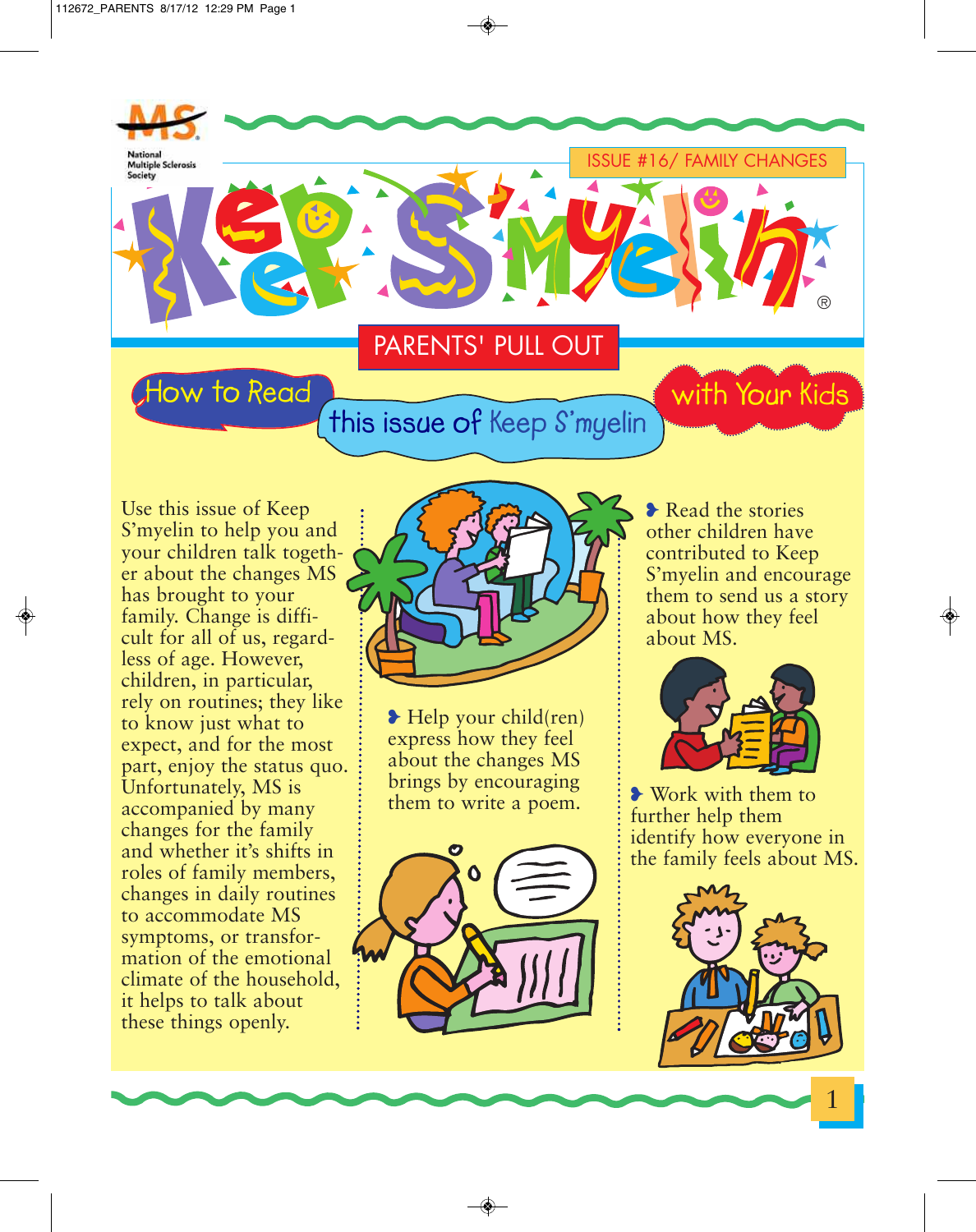National Multiple Sclerosis Society

ISSUE #16/ FAMILY CHANGES

# Keep S'myelin®

## PARENTS' PULL OUT

## How to Read this issue of Keep S'myelin with Your Kids

Use this issue of Keep S'myelin to help you and your children talk together about the changes MS has brought to your family. Change is difficult for all of us, regardless of age. However, children, in particular, rely on routines; they like to know just what to expect, and for the most part, enjoy the status quo. Unfortunately, MS is accompanied by many changes for the family and whether it's shifts in roles of family members, changes in daily routines to accommodate MS symptoms, or transformation of the emotional climate of the household, it helps to talk about these things openly.

- Help your child(ren) express how they feel about the changes MS brings by encouraging them to write a poem.
- Read the stories other children have contributed to Keep S'myelin and encourage them to send us a story about how they feel about MS.
- Work with them to further help them identify how everyone in the family feels about MS.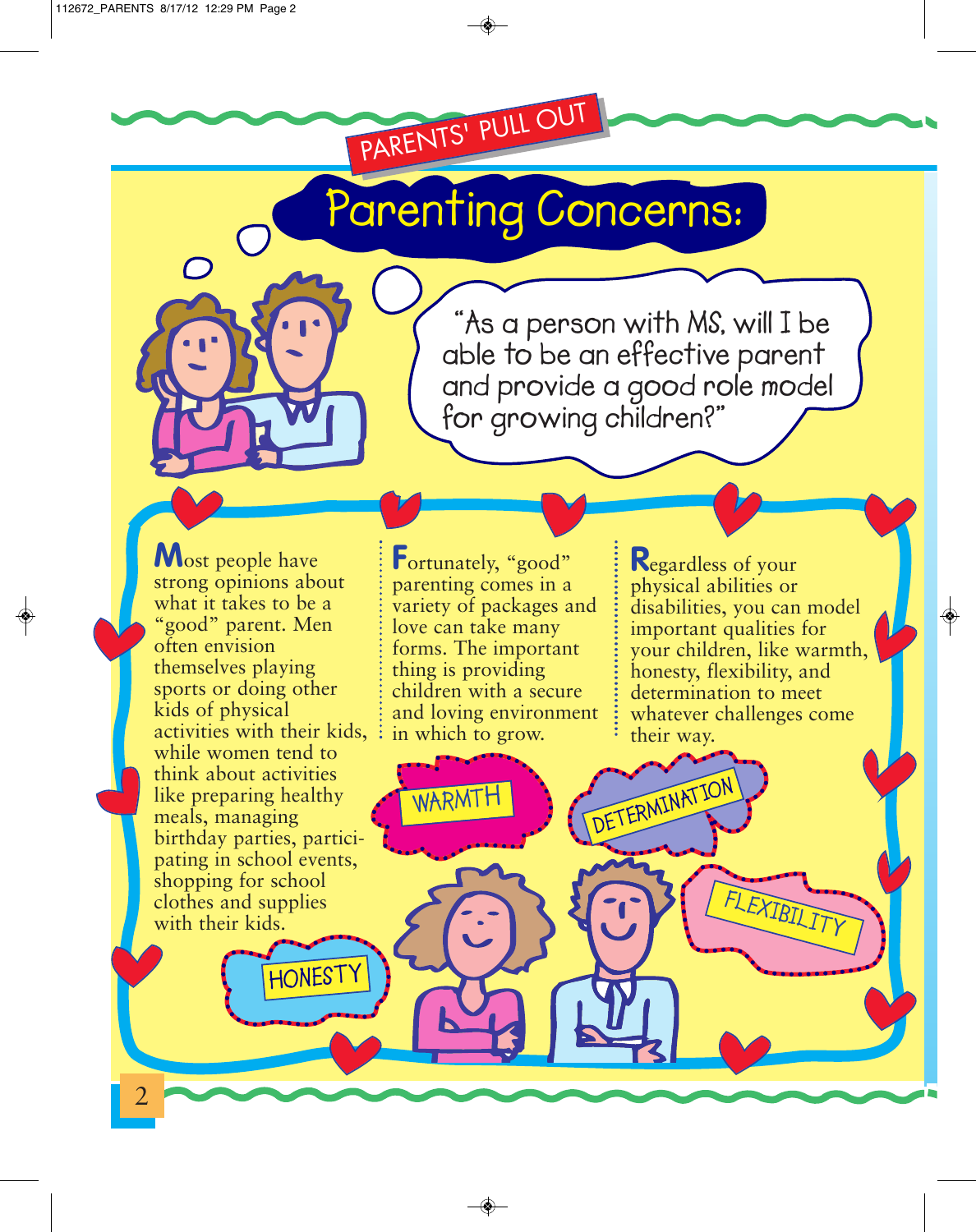PARENTS' PULL OUT

# Parenting Concerns:

"As a person with MS, will I be able to be an effective parent and provide a good role model for growing children?"

Most people have strong opinions about what it takes to be a "good" parent. Men often envision themselves playing sports or doing other kids of physical activities with their kids, while women tend to think about activities like preparing healthy meals, managing birthday parties, participating in school events, shopping for school clothes and supplies with their kids.

Fortunately, "good" parenting comes in a variety of packages and love can take many forms. The important thing is providing children with a secure and loving environment in which to grow.

Regardless of your physical abilities or disabilities, you can model important qualities for your children, like warmth, honesty, flexibility, and determination to meet whatever challenges come their way.

WARMTH

DETERMINATION

FLEXIBILITY

HONESTY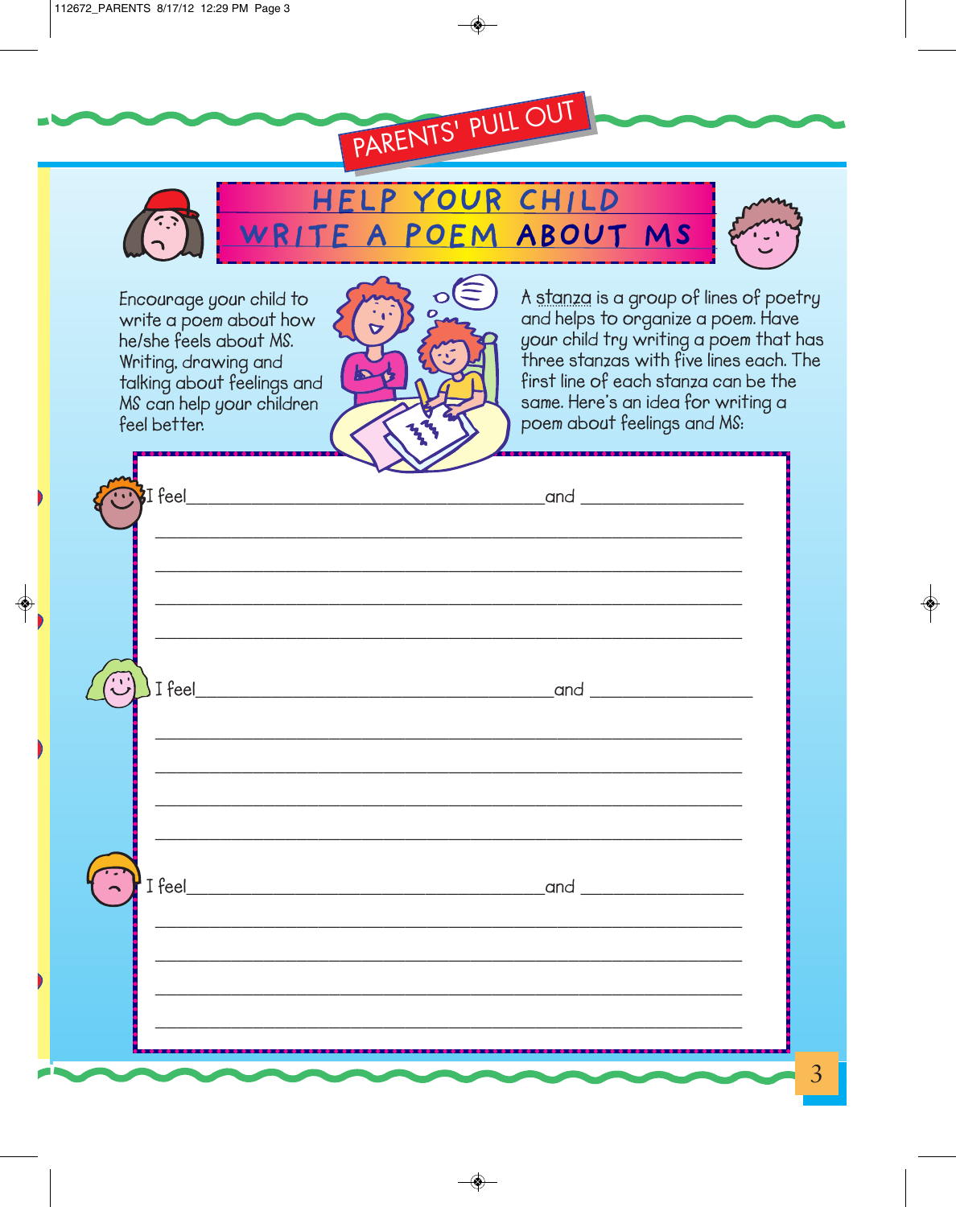PARENTS' PULL OUT

# HELP YOUR CHILD WRITE A POEM ABOUT MS

Encourage your child to write a poem about how he/she feels about MS. Writing, drawing and talking about feelings and MS can help your children feel better.

A stanza is a group of lines of poetry and helps to organize a poem. Have your child try writing a poem that has three stanzas with five lines each. The first line of each stanza can be the same. Here's an idea for writing a poem about feelings and MS:

I feel________________________________and ______________

______________________________________________________

______________________________________________________

______________________________________________________

______________________________________________________

I feel________________________________and ______________

______________________________________________________

______________________________________________________

______________________________________________________

______________________________________________________

I feel________________________________and ______________

______________________________________________________

______________________________________________________

______________________________________________________

______________________________________________________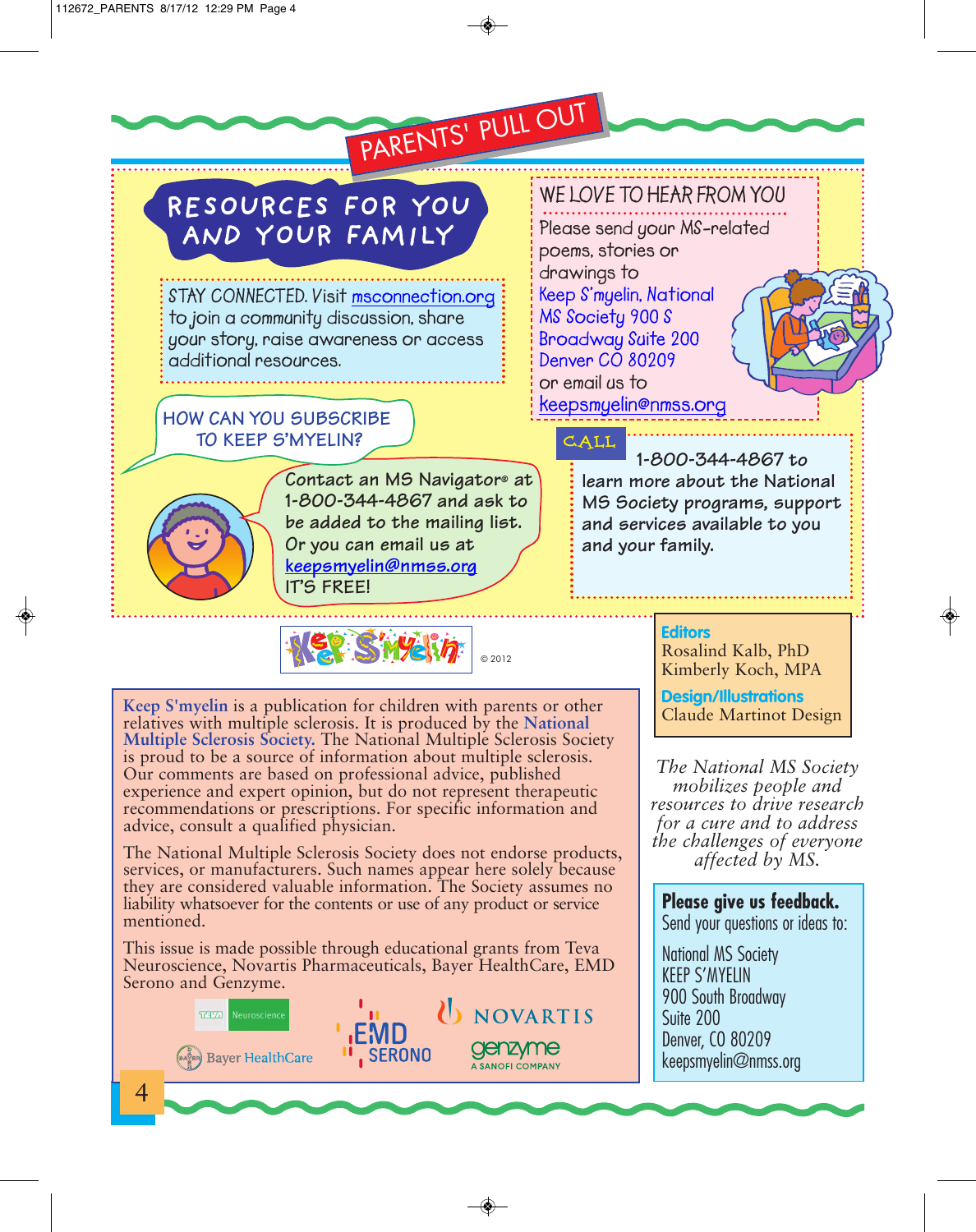# PARENTS' PULL OUT

## RESOURCES FOR YOU AND YOUR FAMILY

STAY CONNECTED. Visit msconnection.org to join a community discussion, share your story, raise awareness or access additional resources.

### HOW CAN YOU SUBSCRIBE TO KEEP S'MYELIN?

Contact an MS Navigator® at 1-800-344-4867 and ask to be added to the mailing list. Or you can email us at keepsmyelin@nmss.org

IT'S FREE!

### WE LOVE TO HEAR FROM YOU

Please send your MS-related poems, stories or drawings to Keep S'myelin, National MS Society 900 S Broadway Suite 200 Denver CO 80209 or email us to keepsmyelin@nmss.org

**CALL** 1-800-344-4867 to learn more about the National MS Society programs, support and services available to you and your family.

Keep S'myelin © 2012

**Keep S'myelin** is a publication for children with parents or other relatives with multiple sclerosis. It is produced by the **National Multiple Sclerosis Society.** The National Multiple Sclerosis Society is proud to be a source of information about multiple sclerosis. Our comments are based on professional advice, published experience and expert opinion, but do not represent therapeutic recommendations or prescriptions. For specific information and advice, consult a qualified physician.

The National Multiple Sclerosis Society does not endorse products, services, or manufacturers. Such names appear here solely because they are considered valuable information. The Society assumes no liability whatsoever for the contents or use of any product or service mentioned.

This issue is made possible through educational grants from Teva Neuroscience, Novartis Pharmaceuticals, Bayer HealthCare, EMD Serono and Genzyme.

TEVA Neuroscience · NOVARTIS · Bayer HealthCare · EMD SERONO · genzyme A SANOFI COMPANY

**Editors**
Rosalind Kalb, PhD
Kimberly Koch, MPA

**Design/Illustrations**
Claude Martinot Design

*The National MS Society mobilizes people and resources to drive research for a cure and to address the challenges of everyone affected by MS.*

**Please give us feedback.**
Send your questions or ideas to:

National MS Society
KEEP S'MYELIN
900 South Broadway
Suite 200
Denver, CO 80209
keepsmyelin@nmss.org